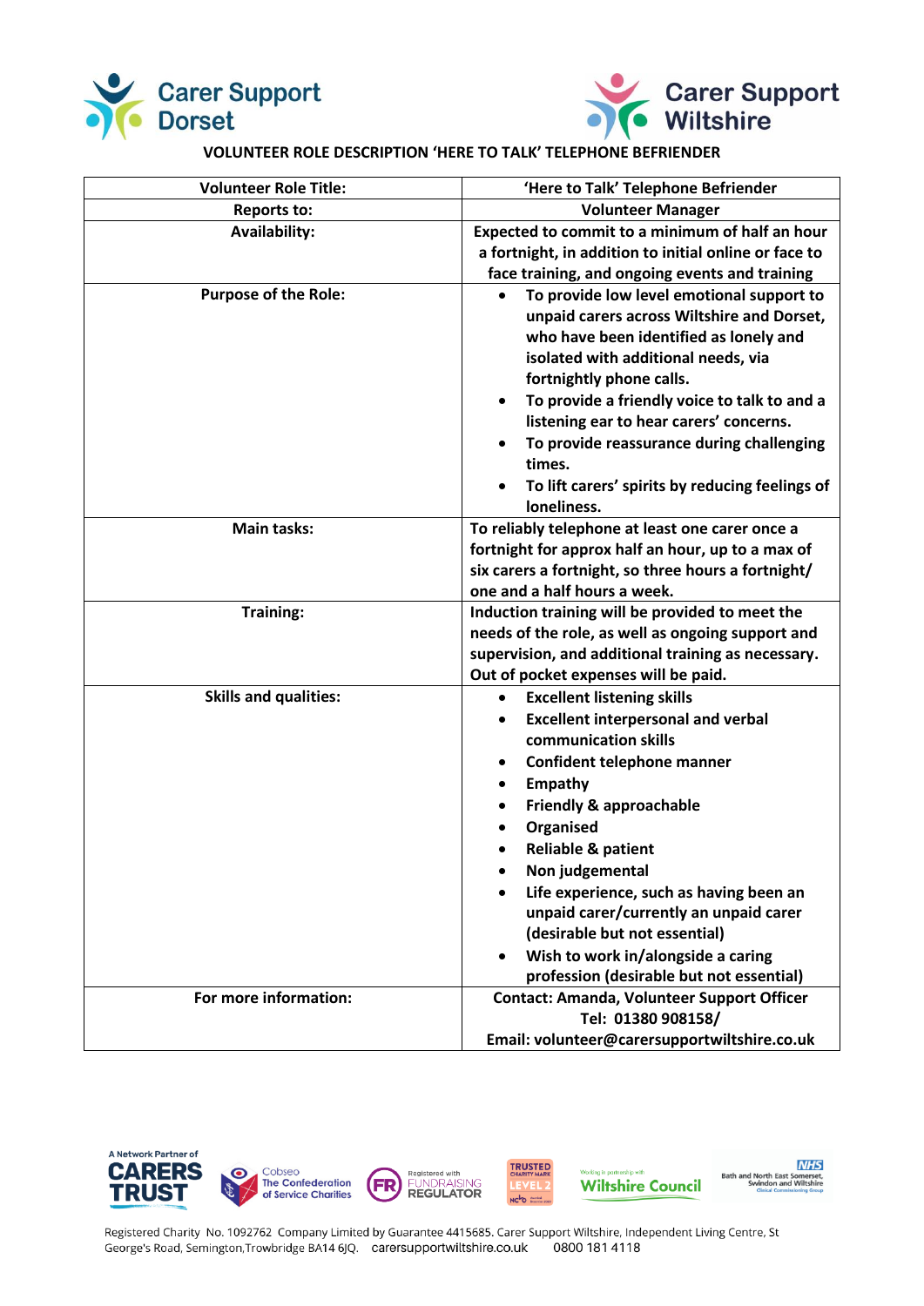Carer Support Dorset

Carer Support Wiltshire

## VOLUNTEER ROLE DESCRIPTION 'HERE TO TALK' TELEPHONE BEFRIENDER

| Volunteer Role Title: | 'Here to Talk' Telephone Befriender |
|---|---|
| Reports to: | Volunteer Manager |
| Availability: | Expected to commit to a minimum of half an hour a fortnight, in addition to initial online or face to face training, and ongoing events and training |
| Purpose of the Role: | • To provide low level emotional support to unpaid carers across Wiltshire and Dorset, who have been identified as lonely and isolated with additional needs, via fortnightly phone calls.<br>• To provide a friendly voice to talk to and a listening ear to hear carers' concerns.<br>• To provide reassurance during challenging times.<br>• To lift carers' spirits by reducing feelings of loneliness. |
| Main tasks: | To reliably telephone at least one carer once a fortnight for approx half an hour, up to a max of six carers a fortnight, so three hours a fortnight/ one and a half hours a week. |
| Training: | Induction training will be provided to meet the needs of the role, as well as ongoing support and supervision, and additional training as necessary. Out of pocket expenses will be paid. |
| Skills and qualities: | • Excellent listening skills<br>• Excellent interpersonal and verbal communication skills<br>• Confident telephone manner<br>• Empathy<br>• Friendly & approachable<br>• Organised<br>• Reliable & patient<br>• Non judgemental<br>• Life experience, such as having been an unpaid carer/currently an unpaid carer (desirable but not essential)<br>• Wish to work in/alongside a caring profession (desirable but not essential) |
| For more information: | Contact: Amanda, Volunteer Support Officer<br>Tel: 01380 908158/<br>Email: volunteer@carersupportwiltshire.co.uk |

A Network Partner of CARERS TRUST | Cobseo The Confederation of Service Charities | Registered with FUNDRAISING REGULATOR | TRUSTED CHARITY MARK LEVEL 2 | Working in partnership with Wiltshire Council | NHS Bath and North East Somerset, Swindon and Wiltshire Clinical Commissioning Group

Registered Charity No. 1092762 Company Limited by Guarantee 4415685. Carer Support Wiltshire, Independent Living Centre, St George's Road, Semington,Trowbridge BA14 6JQ. carersupportwiltshire.co.uk 0800 181 4118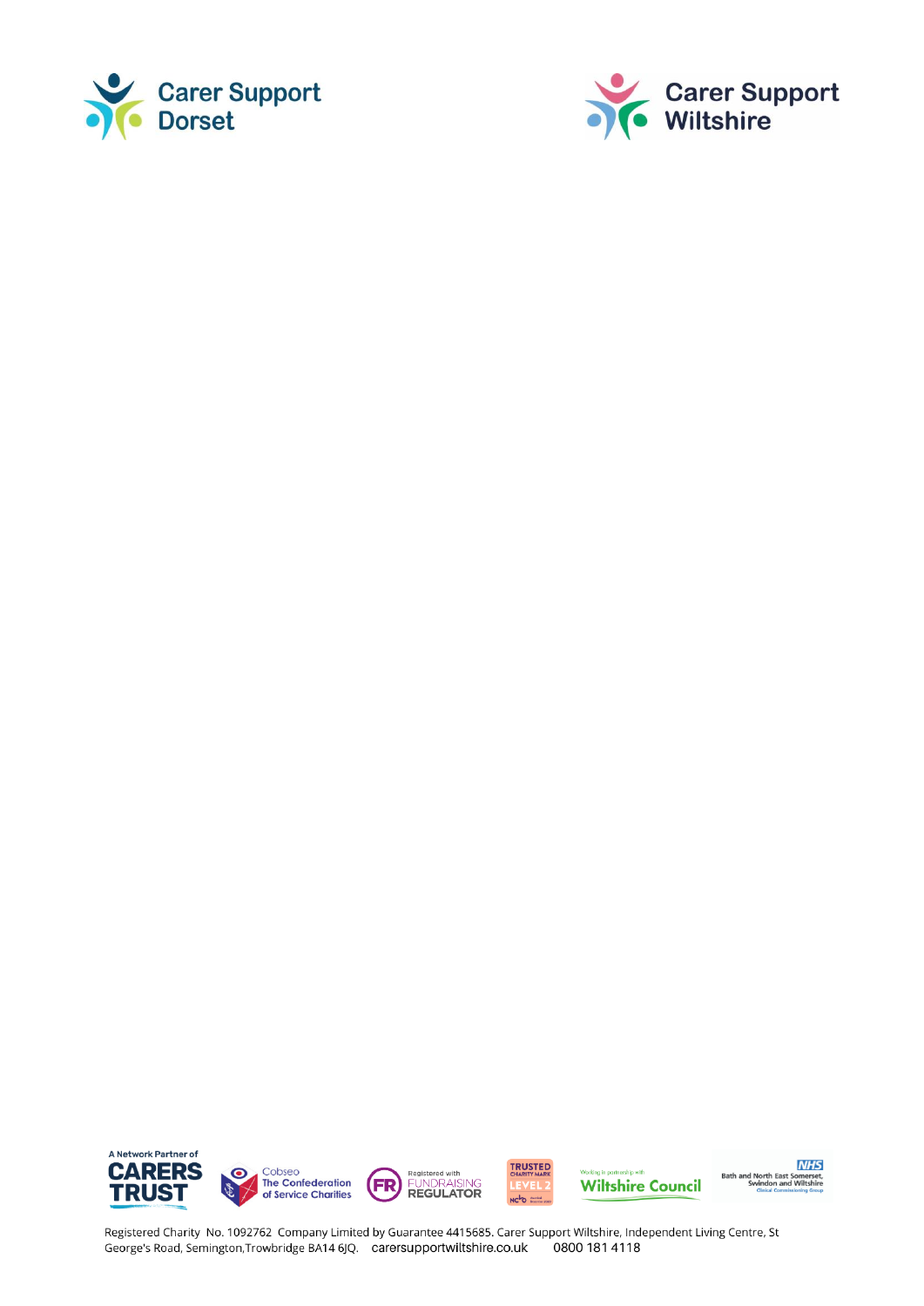Carer Support Dorset

Carer Support Wiltshire

A Network Partner of CARERS TRUST

Cobseo The Confederation of Service Charities

Registered with FUNDRAISING REGULATOR

TRUSTED CHARITY MARK LEVEL 2

Working in partnership with Wiltshire Council

NHS Bath and North East Somerset, Swindon and Wiltshire Clinical Commissioning Group

Registered Charity No. 1092762 Company Limited by Guarantee 4415685. Carer Support Wiltshire, Independent Living Centre, St George's Road, Semington,Trowbridge BA14 6JQ. carersupportwiltshire.co.uk 0800 181 4118